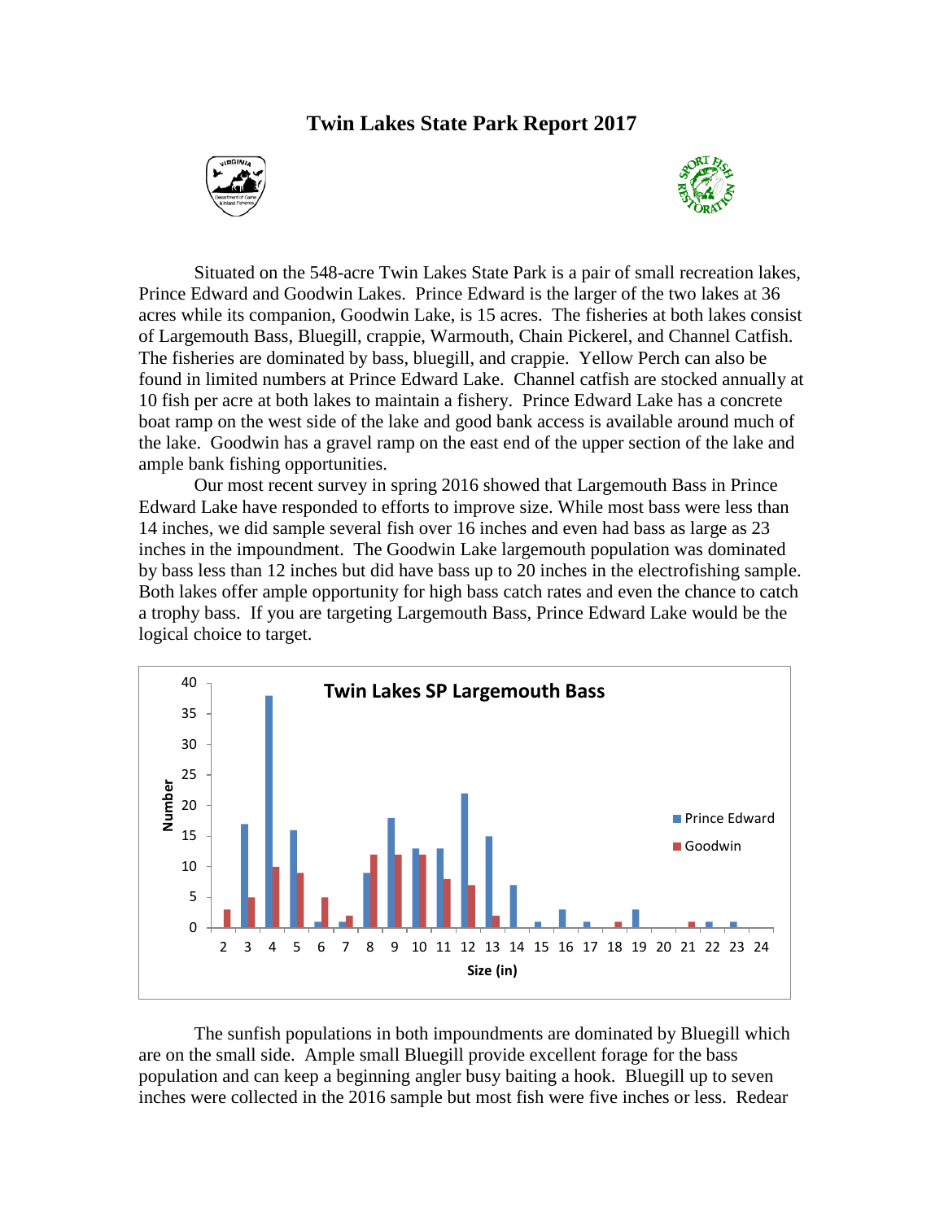# Twin Lakes State Park Report 2017

Situated on the 548-acre Twin Lakes State Park is a pair of small recreation lakes, Prince Edward and Goodwin Lakes. Prince Edward is the larger of the two lakes at 36 acres while its companion, Goodwin Lake, is 15 acres. The fisheries at both lakes consist of Largemouth Bass, Bluegill, crappie, Warmouth, Chain Pickerel, and Channel Catfish. The fisheries are dominated by bass, bluegill, and crappie. Yellow Perch can also be found in limited numbers at Prince Edward Lake. Channel catfish are stocked annually at 10 fish per acre at both lakes to maintain a fishery. Prince Edward Lake has a concrete boat ramp on the west side of the lake and good bank access is available around much of the lake. Goodwin has a gravel ramp on the east end of the upper section of the lake and ample bank fishing opportunities.

Our most recent survey in spring 2016 showed that Largemouth Bass in Prince Edward Lake have responded to efforts to improve size. While most bass were less than 14 inches, we did sample several fish over 16 inches and even had bass as large as 23 inches in the impoundment. The Goodwin Lake largemouth population was dominated by bass less than 12 inches but did have bass up to 20 inches in the electrofishing sample. Both lakes offer ample opportunity for high bass catch rates and even the chance to catch a trophy bass. If you are targeting Largemouth Bass, Prince Edward Lake would be the logical choice to target.

**Twin Lakes SP Largemouth Bass**

| Size (in) | Prince Edward | Goodwin |
|---|---|---|
| 2 | 0 | 3 |
| 3 | 17 | 5 |
| 4 | 38 | 10 |
| 5 | 16 | 9 |
| 6 | 1 | 5 |
| 7 | 1 | 2 |
| 8 | 9 | 12 |
| 9 | 18 | 12 |
| 10 | 13 | 12 |
| 11 | 13 | 8 |
| 12 | 22 | 7 |
| 13 | 15 | 2 |
| 14 | 7 | 0 |
| 15 | 1 | 0 |
| 16 | 3 | 0 |
| 17 | 1 | 0 |
| 18 | 0 | 1 |
| 19 | 3 | 0 |
| 20 | 0 | 0 |
| 21 | 0 | 1 |
| 22 | 1 | 0 |
| 23 | 1 | 0 |
| 24 | 0 | 0 |

The sunfish populations in both impoundments are dominated by Bluegill which are on the small side. Ample small Bluegill provide excellent forage for the bass population and can keep a beginning angler busy baiting a hook. Bluegill up to seven inches were collected in the 2016 sample but most fish were five inches or less. Redear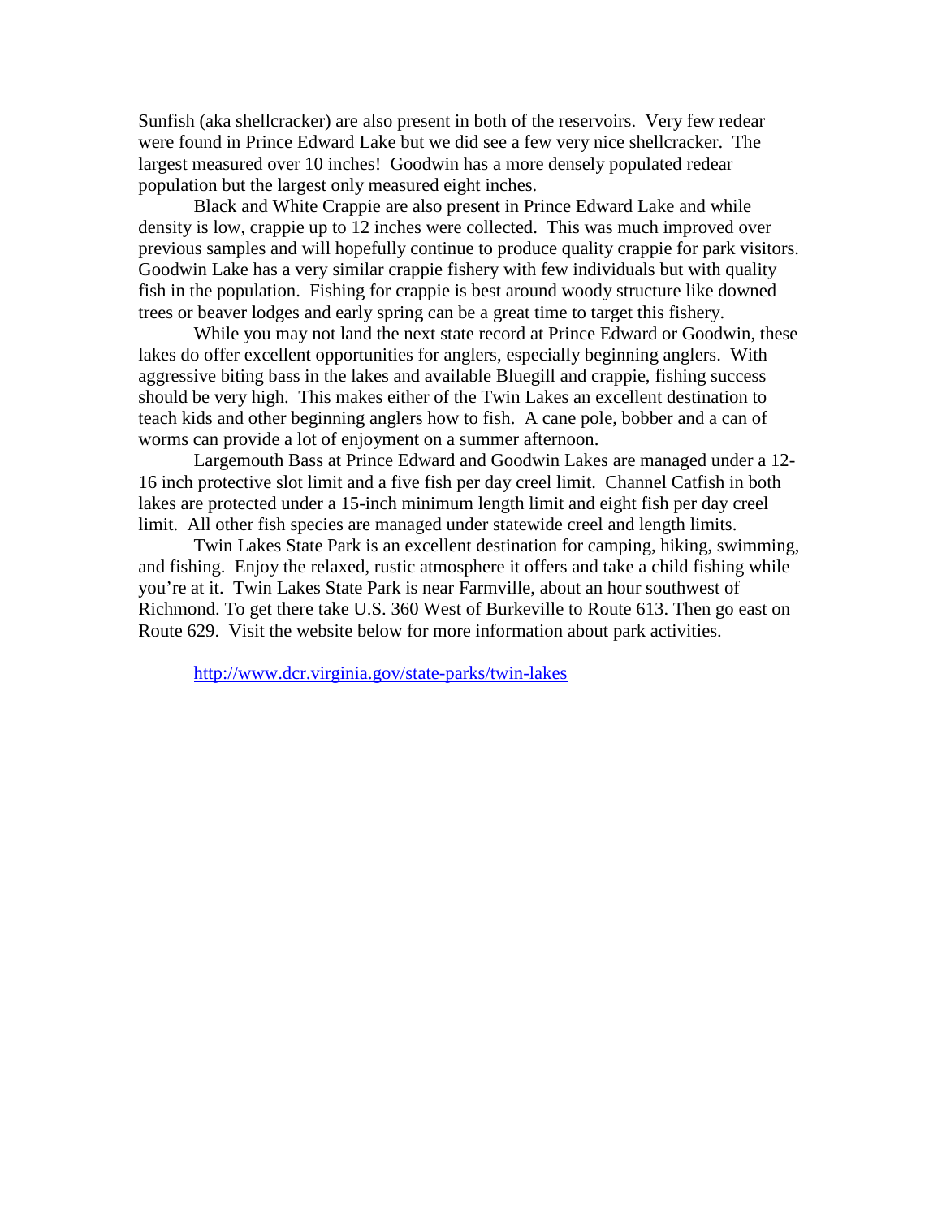Sunfish (aka shellcracker) are also present in both of the reservoirs. Very few redear were found in Prince Edward Lake but we did see a few very nice shellcracker. The largest measured over 10 inches! Goodwin has a more densely populated redear population but the largest only measured eight inches.

Black and White Crappie are also present in Prince Edward Lake and while density is low, crappie up to 12 inches were collected. This was much improved over previous samples and will hopefully continue to produce quality crappie for park visitors. Goodwin Lake has a very similar crappie fishery with few individuals but with quality fish in the population. Fishing for crappie is best around woody structure like downed trees or beaver lodges and early spring can be a great time to target this fishery.

While you may not land the next state record at Prince Edward or Goodwin, these lakes do offer excellent opportunities for anglers, especially beginning anglers. With aggressive biting bass in the lakes and available Bluegill and crappie, fishing success should be very high. This makes either of the Twin Lakes an excellent destination to teach kids and other beginning anglers how to fish. A cane pole, bobber and a can of worms can provide a lot of enjoyment on a summer afternoon.

Largemouth Bass at Prince Edward and Goodwin Lakes are managed under a 12-16 inch protective slot limit and a five fish per day creel limit. Channel Catfish in both lakes are protected under a 15-inch minimum length limit and eight fish per day creel limit. All other fish species are managed under statewide creel and length limits.

Twin Lakes State Park is an excellent destination for camping, hiking, swimming, and fishing. Enjoy the relaxed, rustic atmosphere it offers and take a child fishing while you're at it. Twin Lakes State Park is near Farmville, about an hour southwest of Richmond. To get there take U.S. 360 West of Burkeville to Route 613. Then go east on Route 629. Visit the website below for more information about park activities.

http://www.dcr.virginia.gov/state-parks/twin-lakes